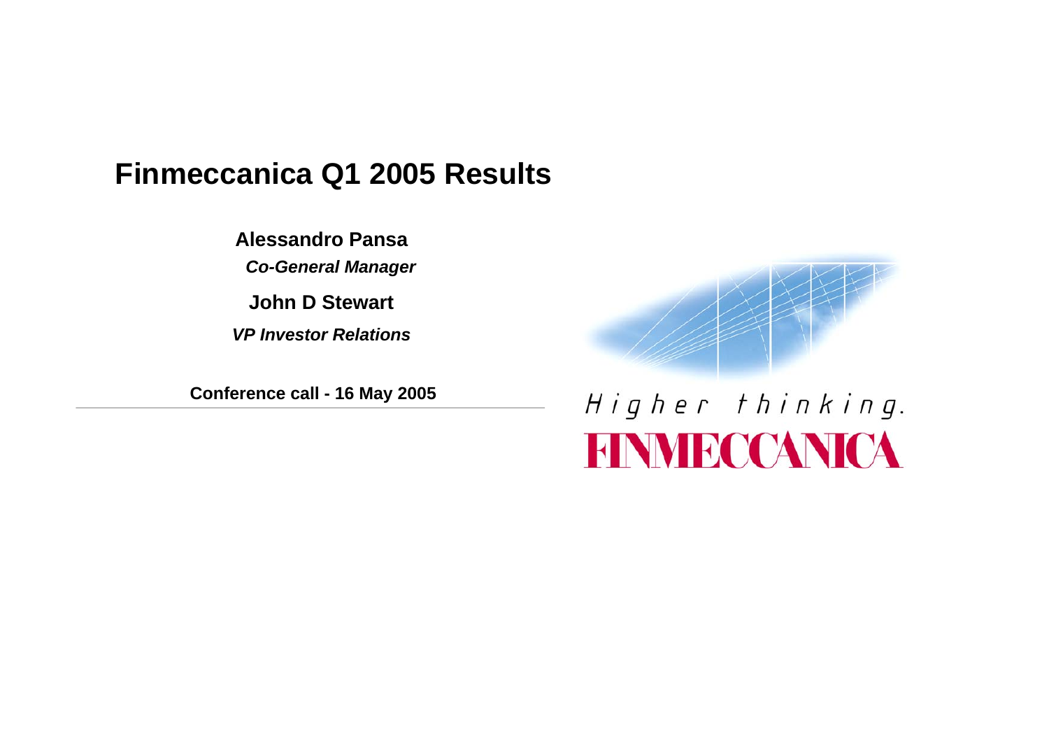# Finmeccanica Q1 2005 Results

**Alessandro Pansa**

***Co-General Manager***

**John D Stewart**

***VP Investor Relations***

**Conference call - 16 May 2005**

*Higher thinking.*

FINMECCANICA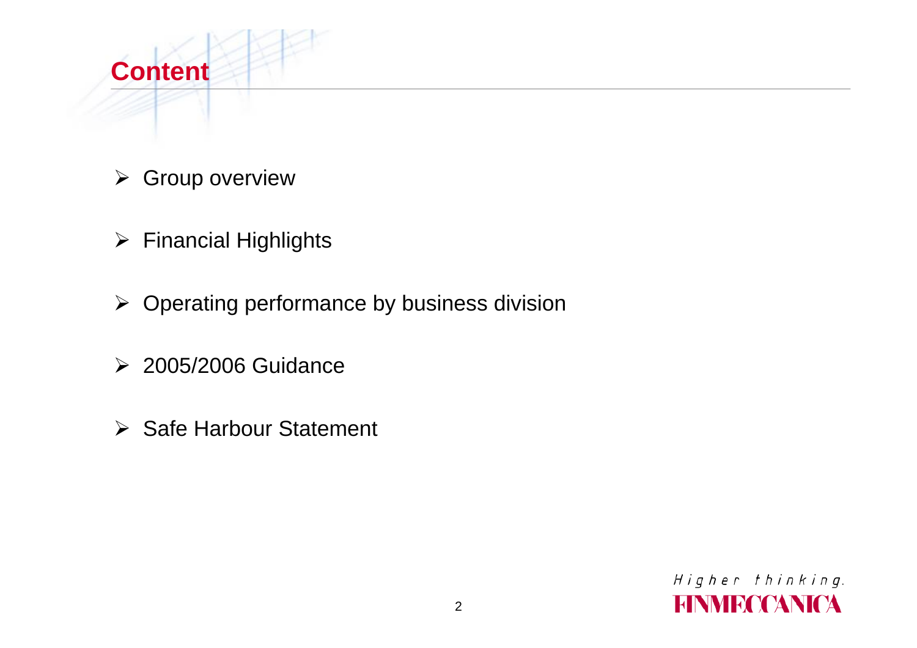# Content

- Group overview
- Financial Highlights
- Operating performance by business division
- 2005/2006 Guidance
- Safe Harbour Statement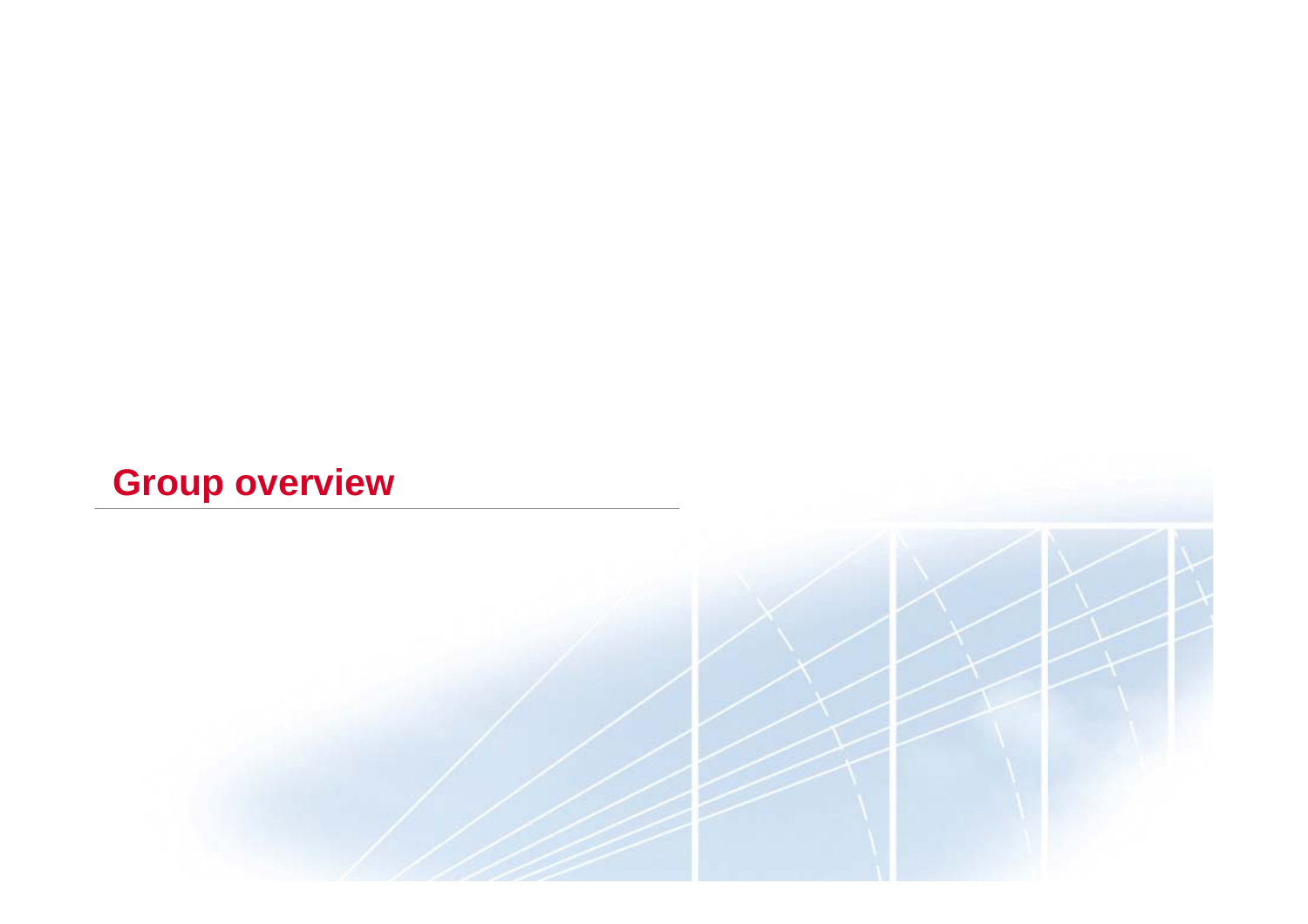# Group overview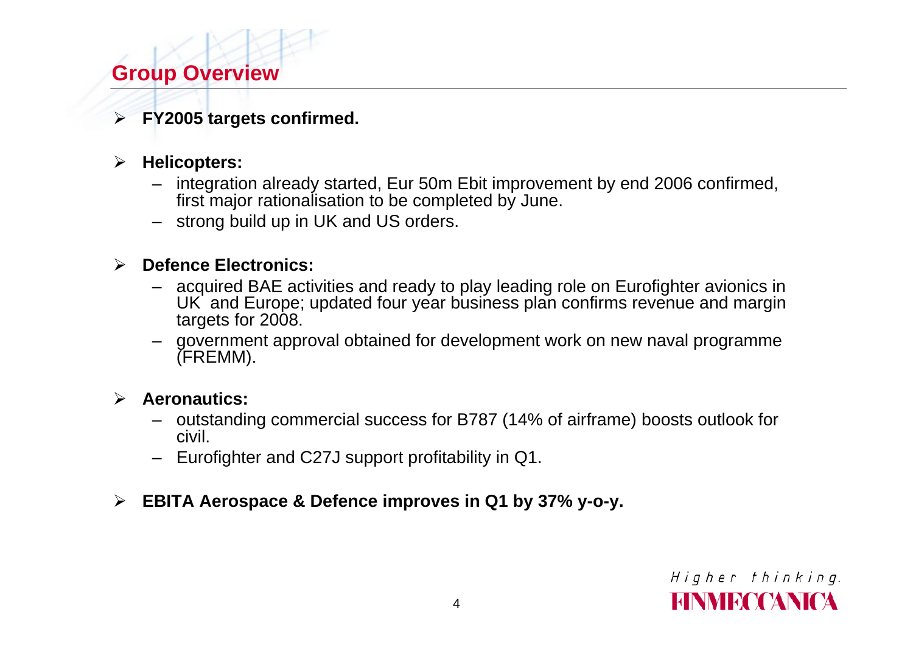## Group Overview

- **FY2005 targets confirmed.**
- **Helicopters:**
  - integration already started, Eur 50m Ebit improvement by end 2006 confirmed, first major rationalisation to be completed by June.
  - strong build up in UK and US orders.
- **Defence Electronics:**
  - acquired BAE activities and ready to play leading role on Eurofighter avionics in UK and Europe; updated four year business plan confirms revenue and margin targets for 2008.
  - government approval obtained for development work on new naval programme (FREMM).
- **Aeronautics:**
  - outstanding commercial success for B787 (14% of airframe) boosts outlook for civil.
  - Eurofighter and C27J support profitability in Q1.
- **EBITA Aerospace & Defence improves in Q1 by 37% y-o-y.**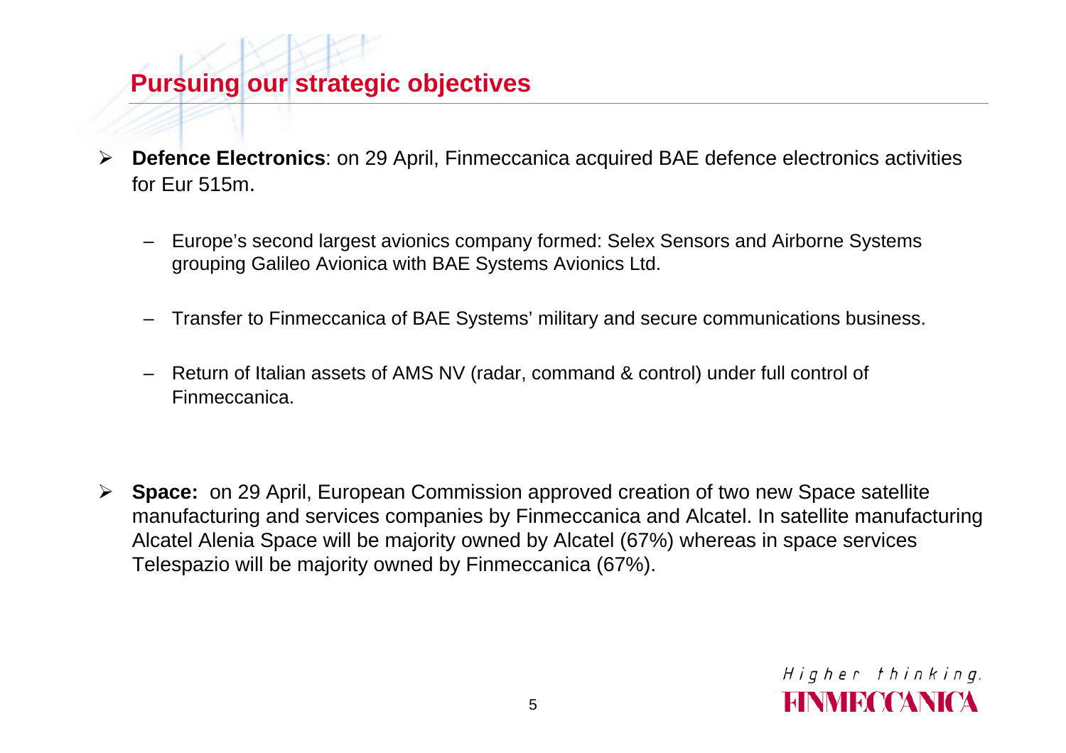## Pursuing our strategic objectives

- **Defence Electronics**: on 29 April, Finmeccanica acquired BAE defence electronics activities for Eur 515m.
  - Europe's second largest avionics company formed: Selex Sensors and Airborne Systems grouping Galileo Avionica with BAE Systems Avionics Ltd.
  - Transfer to Finmeccanica of BAE Systems' military and secure communications business.
  - Return of Italian assets of AMS NV (radar, command & control) under full control of Finmeccanica.

- **Space:** on 29 April, European Commission approved creation of two new Space satellite manufacturing and services companies by Finmeccanica and Alcatel. In satellite manufacturing Alcatel Alenia Space will be majority owned by Alcatel (67%) whereas in space services Telespazio will be majority owned by Finmeccanica (67%).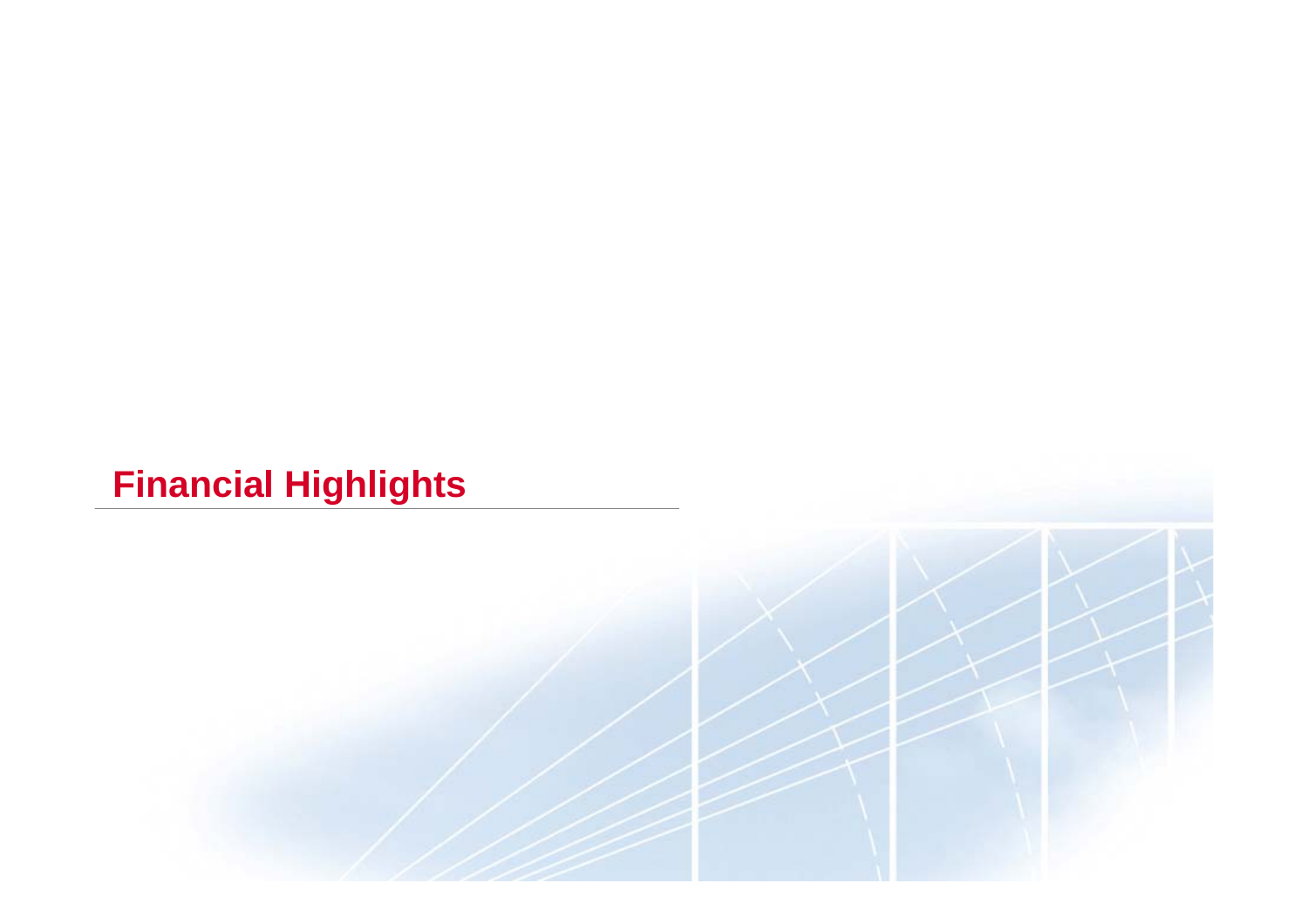# Financial Highlights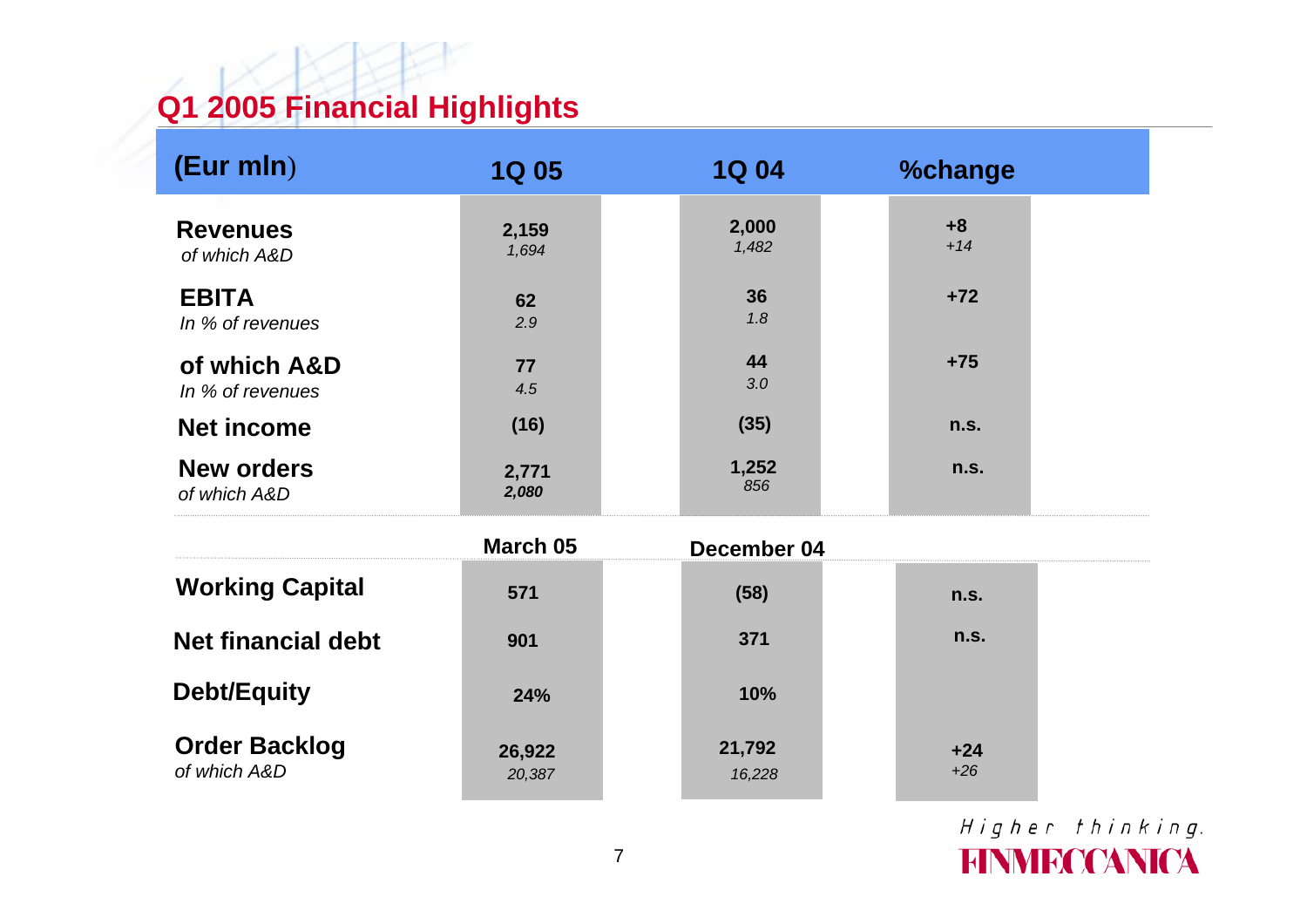## Q1 2005 Financial Highlights

| (Eur mln) | 1Q 05 | 1Q 04 | %change |
|---|---|---|---|
| **Revenues** | 2,159 | 2,000 | +8 |
| *of which A&D* | *1,694* | *1,482* | *+14* |
| **EBITA** | 62 | 36 | +72 |
| *In % of revenues* | *2.9* | *1.8* | |
| **of which A&D** | 77 | 44 | +75 |
| *In % of revenues* | *4.5* | *3.0* | |
| **Net income** | (16) | (35) | n.s. |
| **New orders** | 2,771 | 1,252 | n.s. |
| *of which A&D* | *2,080* | *856* | |
| | **March 05** | **December 04** | |
| **Working Capital** | 571 | (58) | n.s. |
| **Net financial debt** | 901 | 371 | n.s. |
| **Debt/Equity** | 24% | 10% | |
| **Order Backlog** | 26,922 | 21,792 | +24 |
| *of which A&D* | *20,387* | *16,228* | *+26* |

Higher thinking.
FINMECCANICA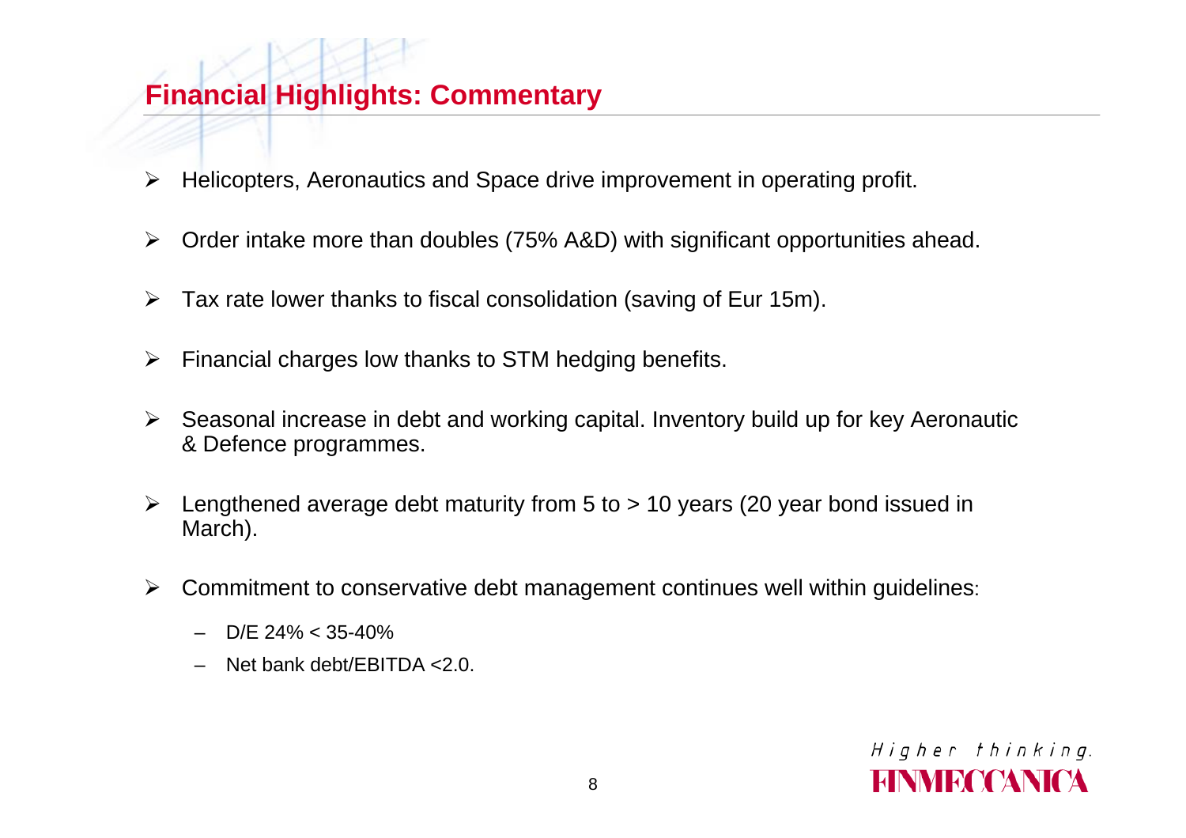# Financial Highlights: Commentary

- Helicopters, Aeronautics and Space drive improvement in operating profit.
- Order intake more than doubles (75% A&D) with significant opportunities ahead.
- Tax rate lower thanks to fiscal consolidation (saving of Eur 15m).
- Financial charges low thanks to STM hedging benefits.
- Seasonal increase in debt and working capital. Inventory build up for key Aeronautic & Defence programmes.
- Lengthened average debt maturity from 5 to > 10 years (20 year bond issued in March).
- Commitment to conservative debt management continues well within guidelines:
  - D/E 24% < 35-40%
  - Net bank debt/EBITDA <2.0.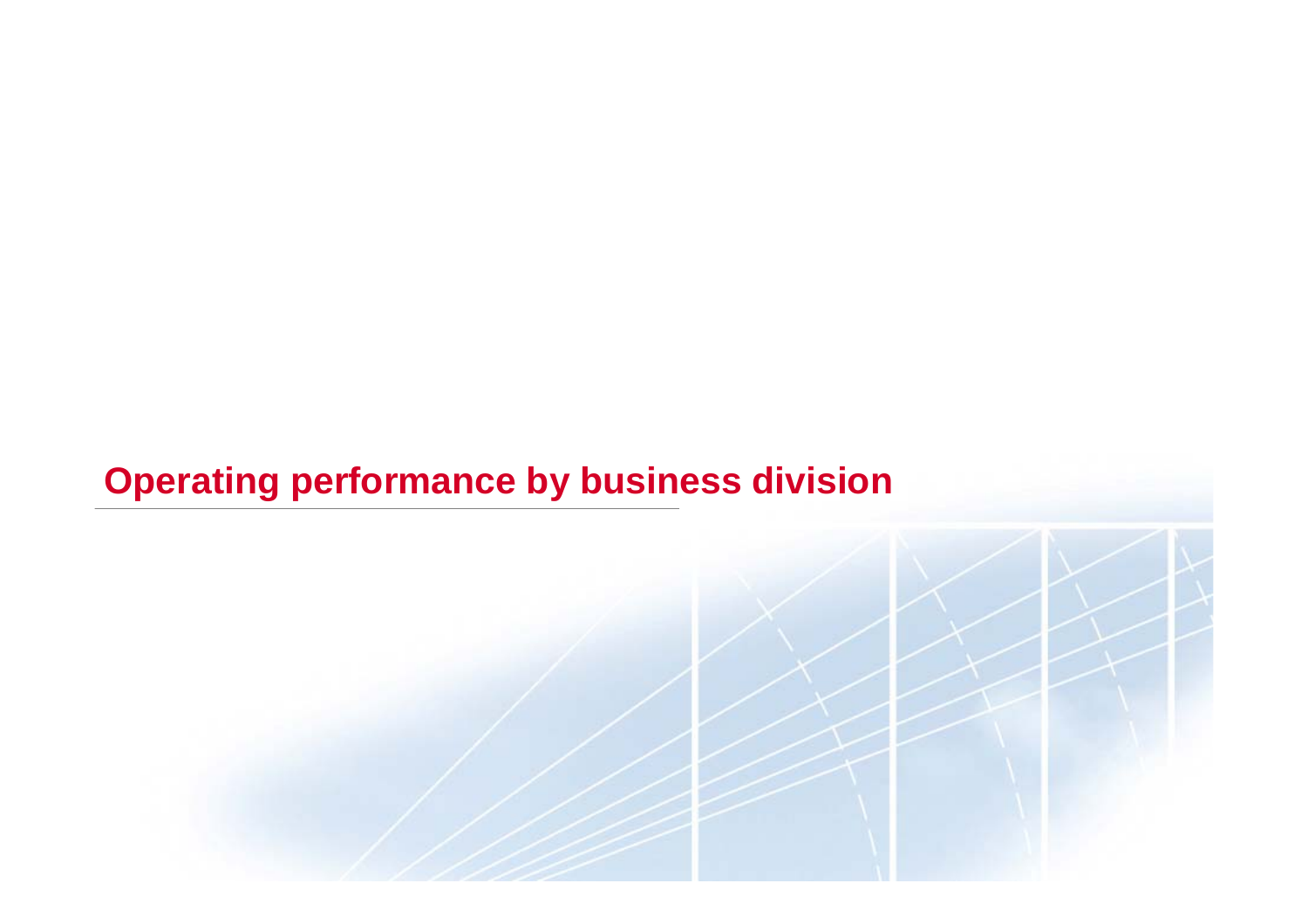# Operating performance by business division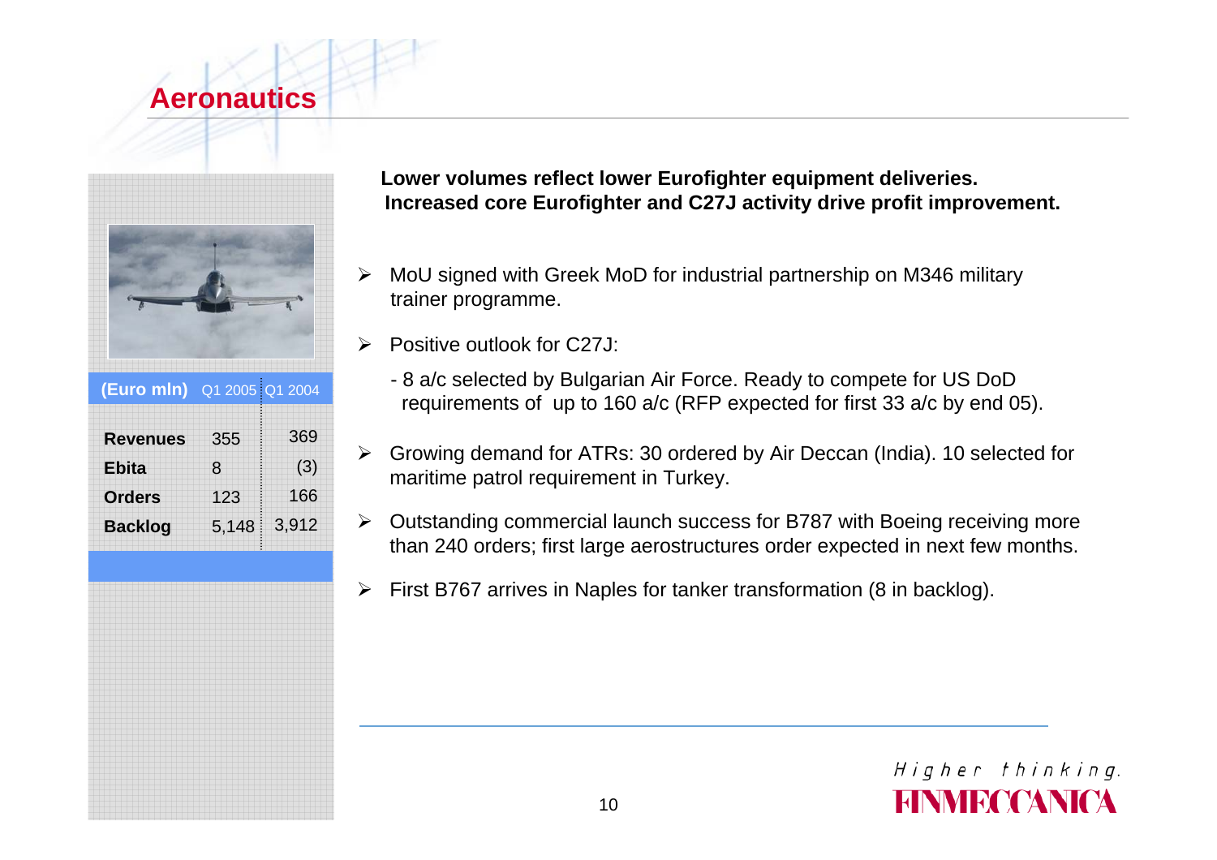# Aeronautics

| (Euro mln) | Q1 2005 | Q1 2004 |
|---|---|---|
| **Revenues** | 355 | 369 |
| **Ebita** | 8 | (3) |
| **Orders** | 123 | 166 |
| **Backlog** | 5,148 | 3,912 |

**Lower volumes reflect lower Eurofighter equipment deliveries.**
**Increased core Eurofighter and C27J activity drive profit improvement.**

- MoU signed with Greek MoD for industrial partnership on M346 military trainer programme.
- Positive outlook for C27J:
  - 8 a/c selected by Bulgarian Air Force. Ready to compete for US DoD requirements of up to 160 a/c (RFP expected for first 33 a/c by end 05).
- Growing demand for ATRs: 30 ordered by Air Deccan (India). 10 selected for maritime patrol requirement in Turkey.
- Outstanding commercial launch success for B787 with Boeing receiving more than 240 orders; first large aerostructures order expected in next few months.
- First B767 arrives in Naples for tanker transformation (8 in backlog).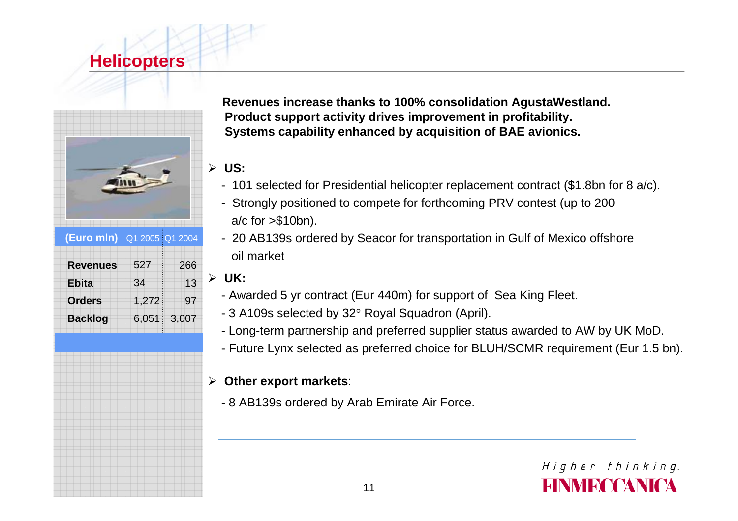# Helicopters

| (Euro mln) | Q1 2005 | Q1 2004 |
|---|---|---|
| **Revenues** | 527 | 266 |
| **Ebita** | 34 | 13 |
| **Orders** | 1,272 | 97 |
| **Backlog** | 6,051 | 3,007 |

**Revenues increase thanks to 100% consolidation AgustaWestland.**
**Product support activity drives improvement in profitability.**
**Systems capability enhanced by acquisition of BAE avionics.**

- **US:**
  - 101 selected for Presidential helicopter replacement contract ($1.8bn for 8 a/c).
  - Strongly positioned to compete for forthcoming PRV contest (up to 200 a/c for >$10bn).
  - 20 AB139s ordered by Seacor for transportation in Gulf of Mexico offshore oil market
- **UK:**
  - Awarded 5 yr contract (Eur 440m) for support of Sea King Fleet.
  - 3 A109s selected by 32° Royal Squadron (April).
  - Long-term partnership and preferred supplier status awarded to AW by UK MoD.
  - Future Lynx selected as preferred choice for BLUH/SCMR requirement (Eur 1.5 bn).
- **Other export markets**:
  - 8 AB139s ordered by Arab Emirate Air Force.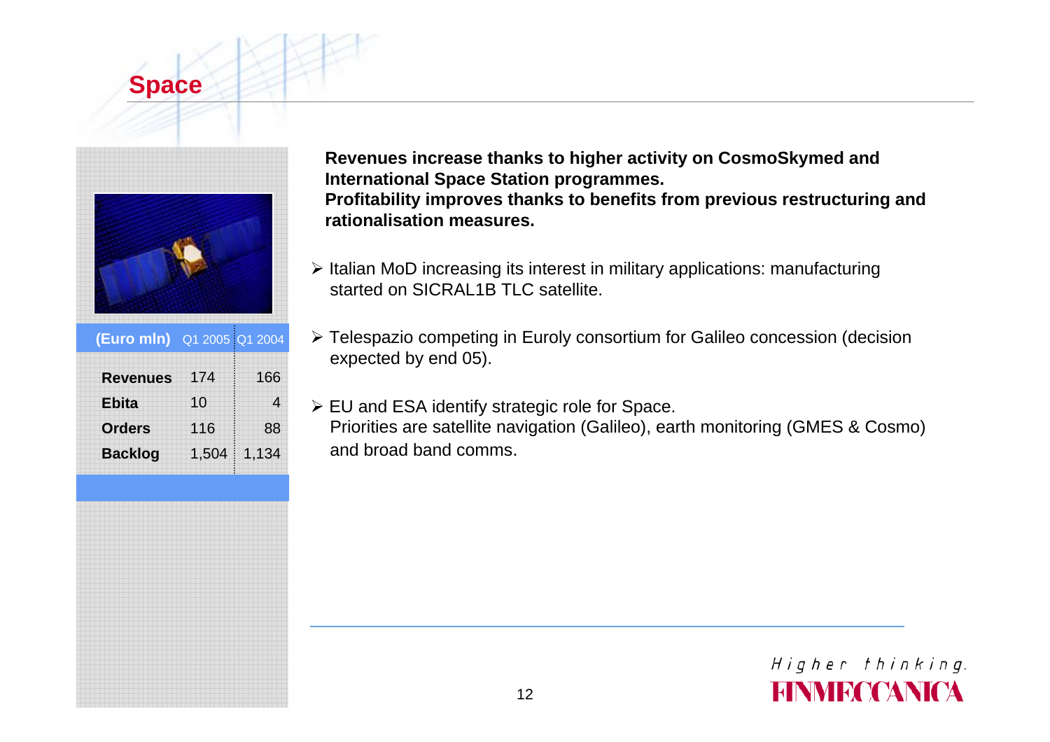# Space

| (Euro mln) | Q1 2005 | Q1 2004 |
|---|---|---|
| **Revenues** | 174 | 166 |
| **Ebita** | 10 | 4 |
| **Orders** | 116 | 88 |
| **Backlog** | 1,504 | 1,134 |

**Revenues increase thanks to higher activity on CosmoSkymed and International Space Station programmes.**
**Profitability improves thanks to benefits from previous restructuring and rationalisation measures.**

- Italian MoD increasing its interest in military applications: manufacturing started on SICRAL1B TLC satellite.
- Telespazio competing in Euroly consortium for Galileo concession (decision expected by end 05).
- EU and ESA identify strategic role for Space.
  Priorities are satellite navigation (Galileo), earth monitoring (GMES & Cosmo) and broad band comms.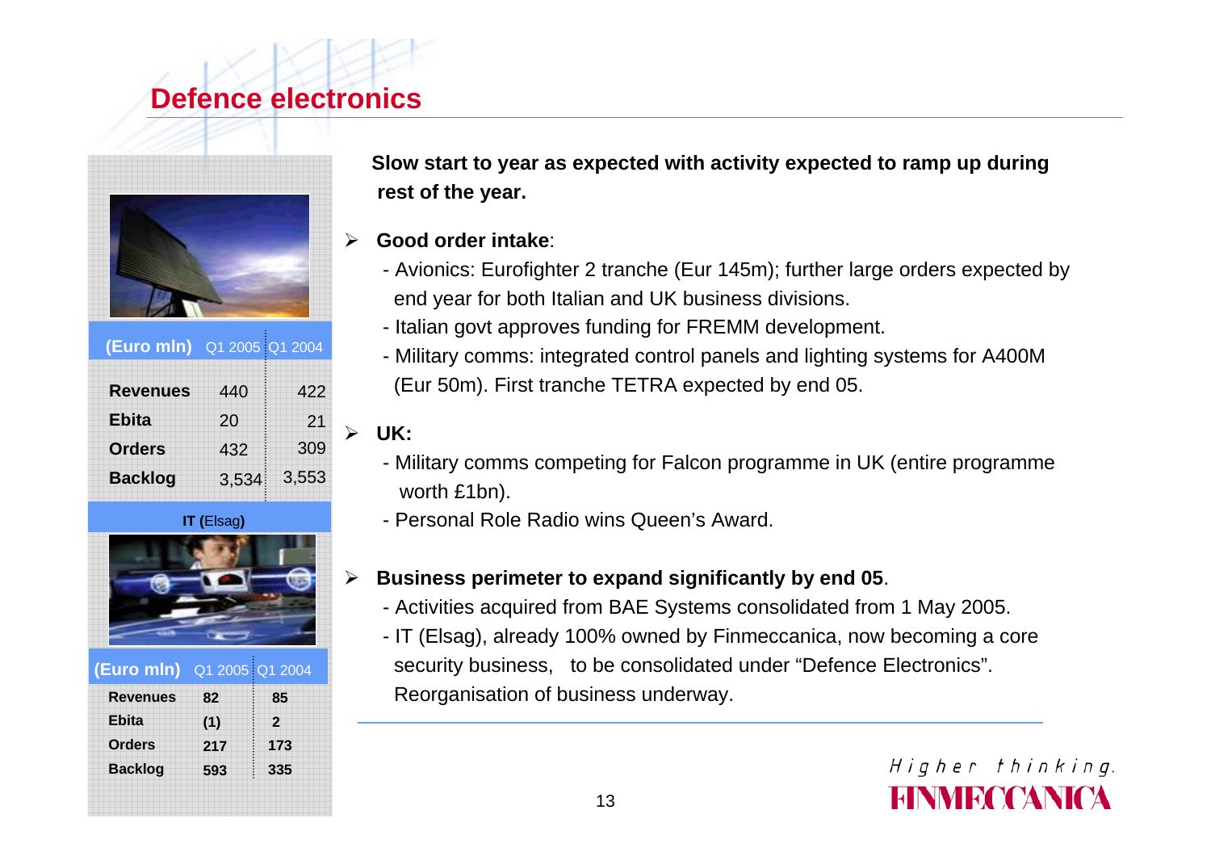# Defence electronics

| (Euro mln) | Q1 2005 | Q1 2004 |
|---|---|---|
| **Revenues** | 440 | 422 |
| **Ebita** | 20 | 21 |
| **Orders** | 432 | 309 |
| **Backlog** | 3,534 | 3,553 |

**IT (Elsag)**

| (Euro mln) | Q1 2005 | Q1 2004 |
|---|---|---|
| **Revenues** | **82** | **85** |
| **Ebita** | **(1)** | **2** |
| **Orders** | **217** | **173** |
| **Backlog** | **593** | **335** |

**Slow start to year as expected with activity expected to ramp up during rest of the year.**

- **Good order intake**:
  - Avionics: Eurofighter 2 tranche (Eur 145m); further large orders expected by end year for both Italian and UK business divisions.
  - Italian govt approves funding for FREMM development.
  - Military comms: integrated control panels and lighting systems for A400M (Eur 50m). First tranche TETRA expected by end 05.
- **UK:**
  - Military comms competing for Falcon programme in UK (entire programme worth £1bn).
  - Personal Role Radio wins Queen's Award.
- **Business perimeter to expand significantly by end 05**.
  - Activities acquired from BAE Systems consolidated from 1 May 2005.
  - IT (Elsag), already 100% owned by Finmeccanica, now becoming a core security business, to be consolidated under "Defence Electronics". Reorganisation of business underway.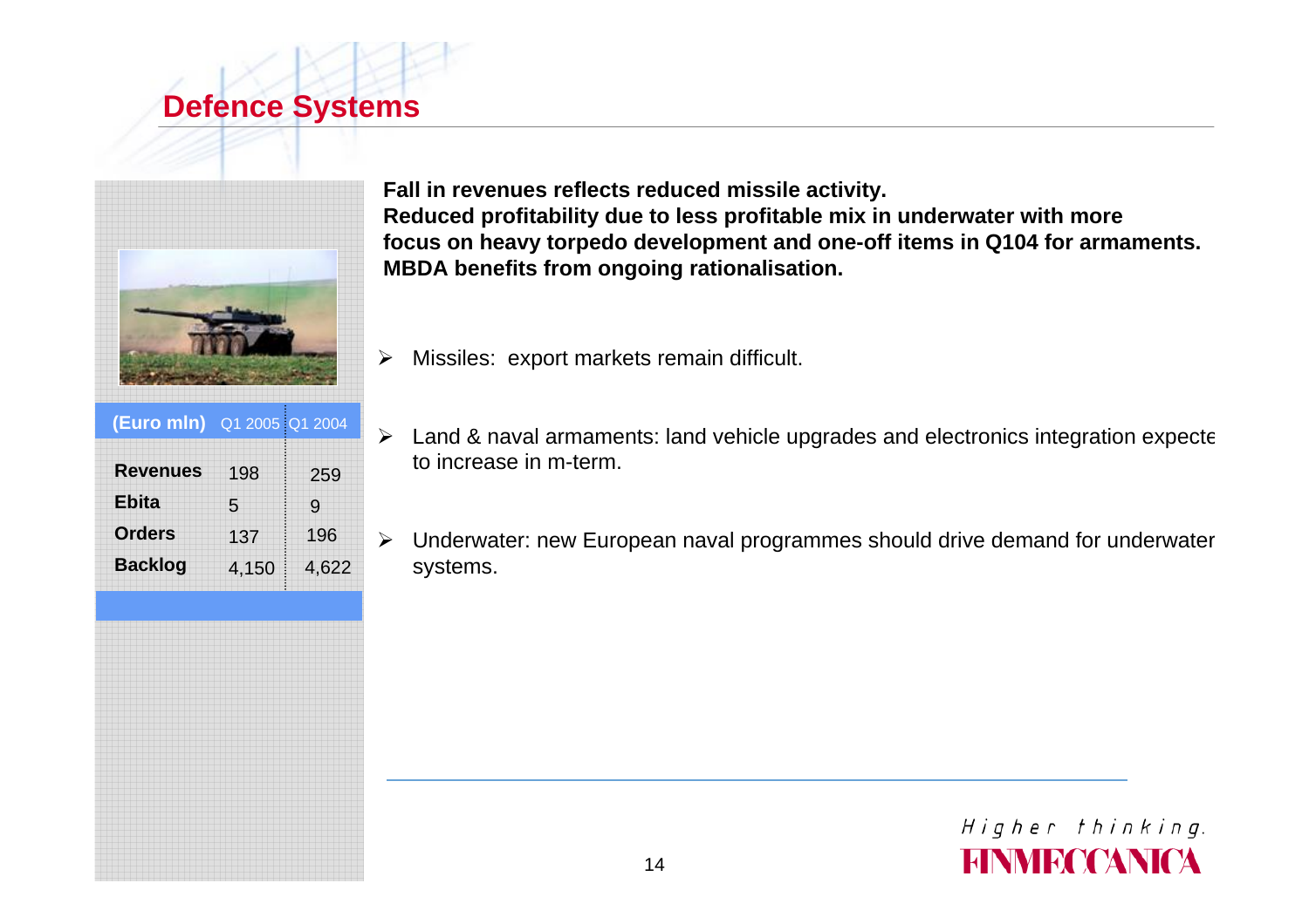# Defence Systems

| (Euro mln) | Q1 2005 | Q1 2004 |
|---|---|---|
| **Revenues** | 198 | 259 |
| **Ebita** | 5 | 9 |
| **Orders** | 137 | 196 |
| **Backlog** | 4,150 | 4,622 |

**Fall in revenues reflects reduced missile activity.**
**Reduced profitability due to less profitable mix in underwater with more focus on heavy torpedo development and one-off items in Q104 for armaments.**
**MBDA benefits from ongoing rationalisation.**

- Missiles: export markets remain difficult.
- Land & naval armaments: land vehicle upgrades and electronics integration expecte to increase in m-term.
- Underwater: new European naval programmes should drive demand for underwater systems.

*Higher thinking.*
FINMECCANICA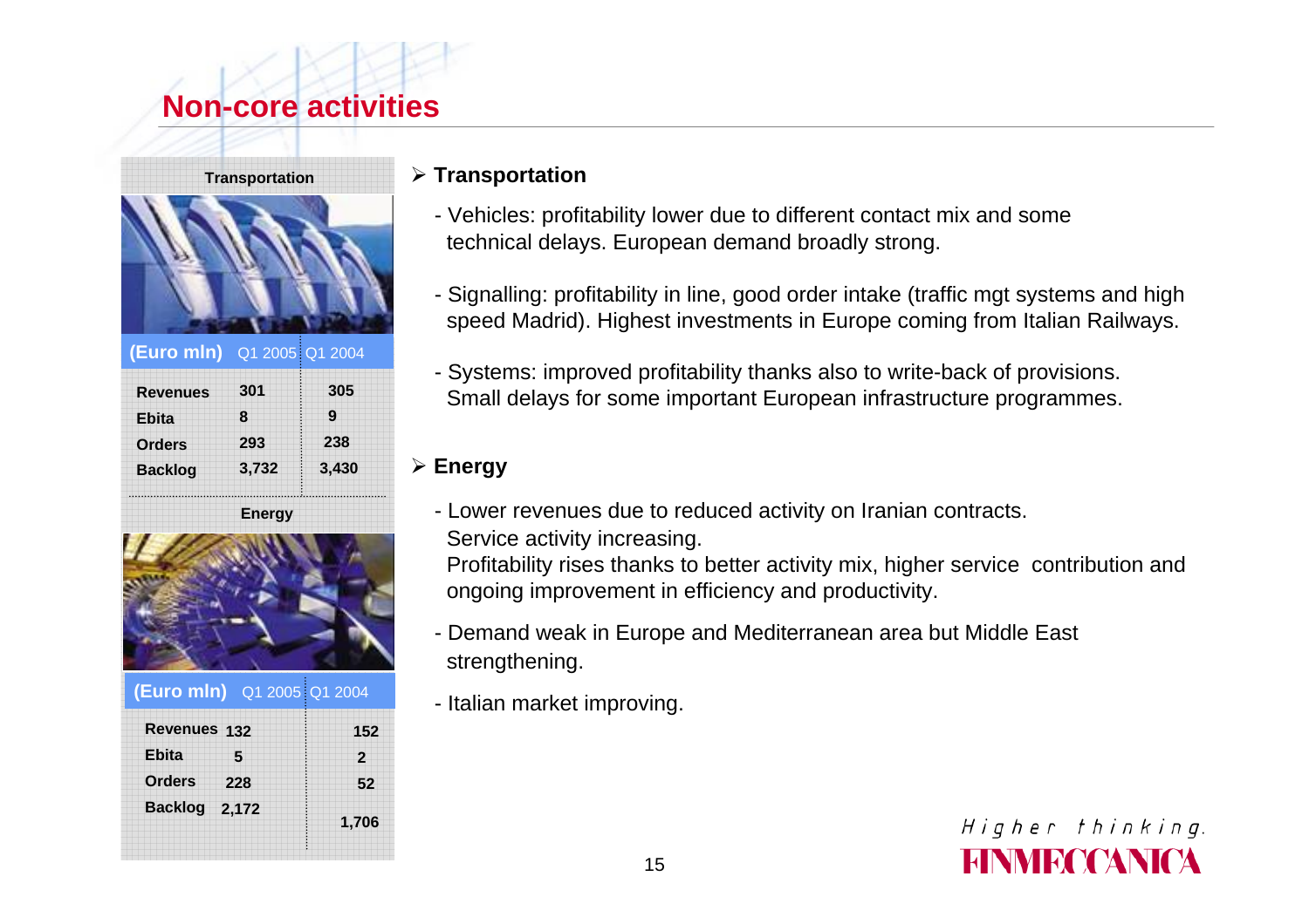# Non-core activities

**Transportation**

| (Euro mln) | Q1 2005 | Q1 2004 |
|---|---|---|
| Revenues | 301 | 305 |
| Ebita | 8 | 9 |
| Orders | 293 | 238 |
| Backlog | 3,732 | 3,430 |

**Energy**

| (Euro mln) | Q1 2005 | Q1 2004 |
|---|---|---|
| Revenues | 132 | 152 |
| Ebita | 5 | 2 |
| Orders | 228 | 52 |
| Backlog | 2,172 | 1,706 |

- **Transportation**
  - Vehicles: profitability lower due to different contact mix and some technical delays. European demand broadly strong.
  - Signalling: profitability in line, good order intake (traffic mgt systems and high speed Madrid). Highest investments in Europe coming from Italian Railways.
  - Systems: improved profitability thanks also to write-back of provisions. Small delays for some important European infrastructure programmes.

- **Energy**
  - Lower revenues due to reduced activity on Iranian contracts. Service activity increasing. Profitability rises thanks to better activity mix, higher service contribution and ongoing improvement in efficiency and productivity.
  - Demand weak in Europe and Mediterranean area but Middle East strengthening.
  - Italian market improving.

*Higher thinking.*
FINMECCANICA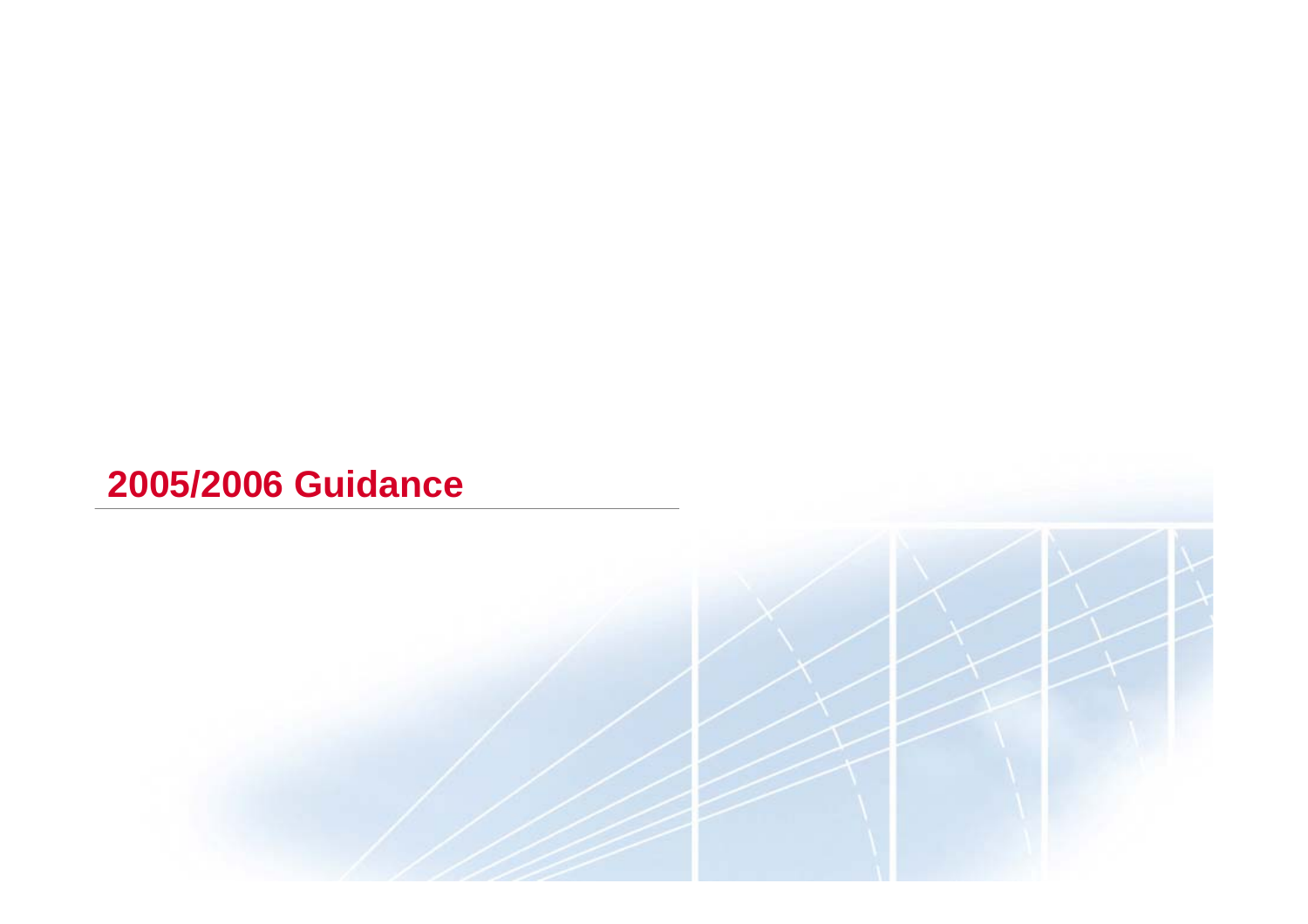# 2005/2006 Guidance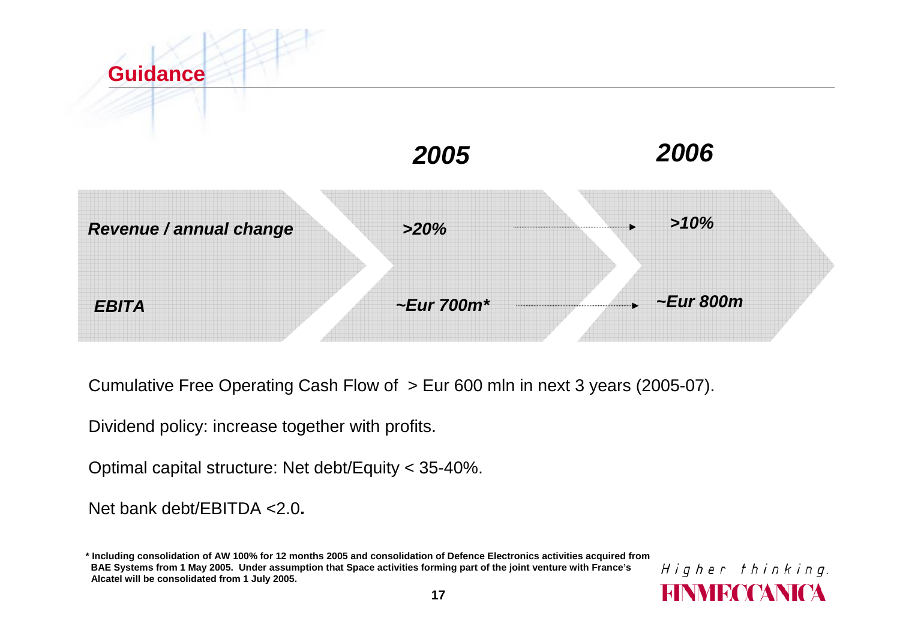# Guidance

| | 2005 | 2006 |
|---|---|---|
| *Revenue / annual change* | *>20%* | *>10%* |
| *EBITA* | *~Eur 700m** | *~Eur 800m* |

Cumulative Free Operating Cash Flow of > Eur 600 mln in next 3 years (2005-07).

Dividend policy: increase together with profits.

Optimal capital structure: Net debt/Equity < 35-40%.

Net bank debt/EBITDA <2.0.

**\* Including consolidation of AW 100% for 12 months 2005 and consolidation of Defence Electronics activities acquired from BAE Systems from 1 May 2005. Under assumption that Space activities forming part of the joint venture with France's Alcatel will be consolidated from 1 July 2005.**

*Higher thinking.*
FINMECCANICA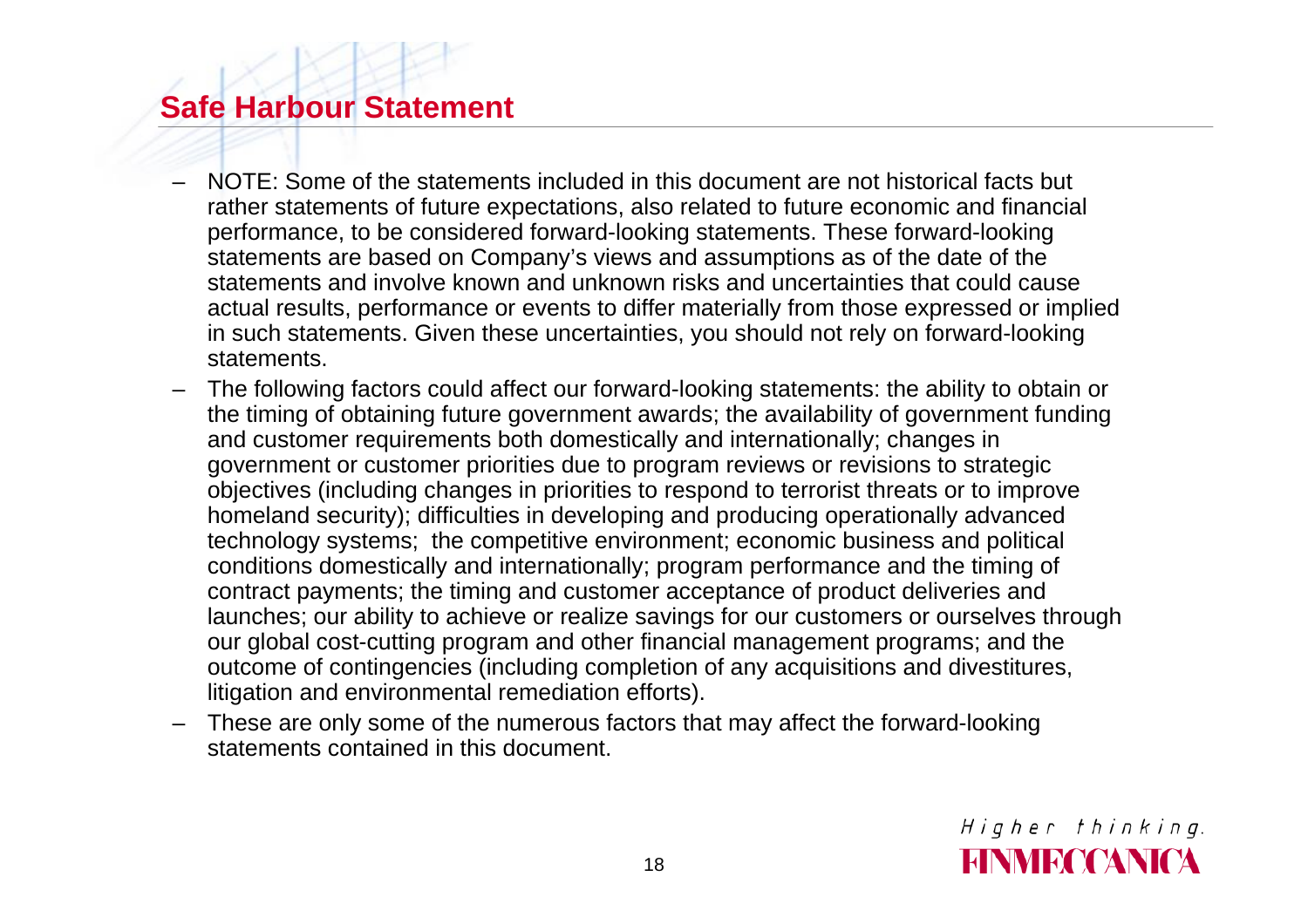## Safe Harbour Statement

- NOTE: Some of the statements included in this document are not historical facts but rather statements of future expectations, also related to future economic and financial performance, to be considered forward-looking statements. These forward-looking statements are based on Company's views and assumptions as of the date of the statements and involve known and unknown risks and uncertainties that could cause actual results, performance or events to differ materially from those expressed or implied in such statements. Given these uncertainties, you should not rely on forward-looking statements.
- The following factors could affect our forward-looking statements: the ability to obtain or the timing of obtaining future government awards; the availability of government funding and customer requirements both domestically and internationally; changes in government or customer priorities due to program reviews or revisions to strategic objectives (including changes in priorities to respond to terrorist threats or to improve homeland security); difficulties in developing and producing operationally advanced technology systems; the competitive environment; economic business and political conditions domestically and internationally; program performance and the timing of contract payments; the timing and customer acceptance of product deliveries and launches; our ability to achieve or realize savings for our customers or ourselves through our global cost-cutting program and other financial management programs; and the outcome of contingencies (including completion of any acquisitions and divestitures, litigation and environmental remediation efforts).
- These are only some of the numerous factors that may affect the forward-looking statements contained in this document.

*Higher thinking.*
**FINMECCANICA**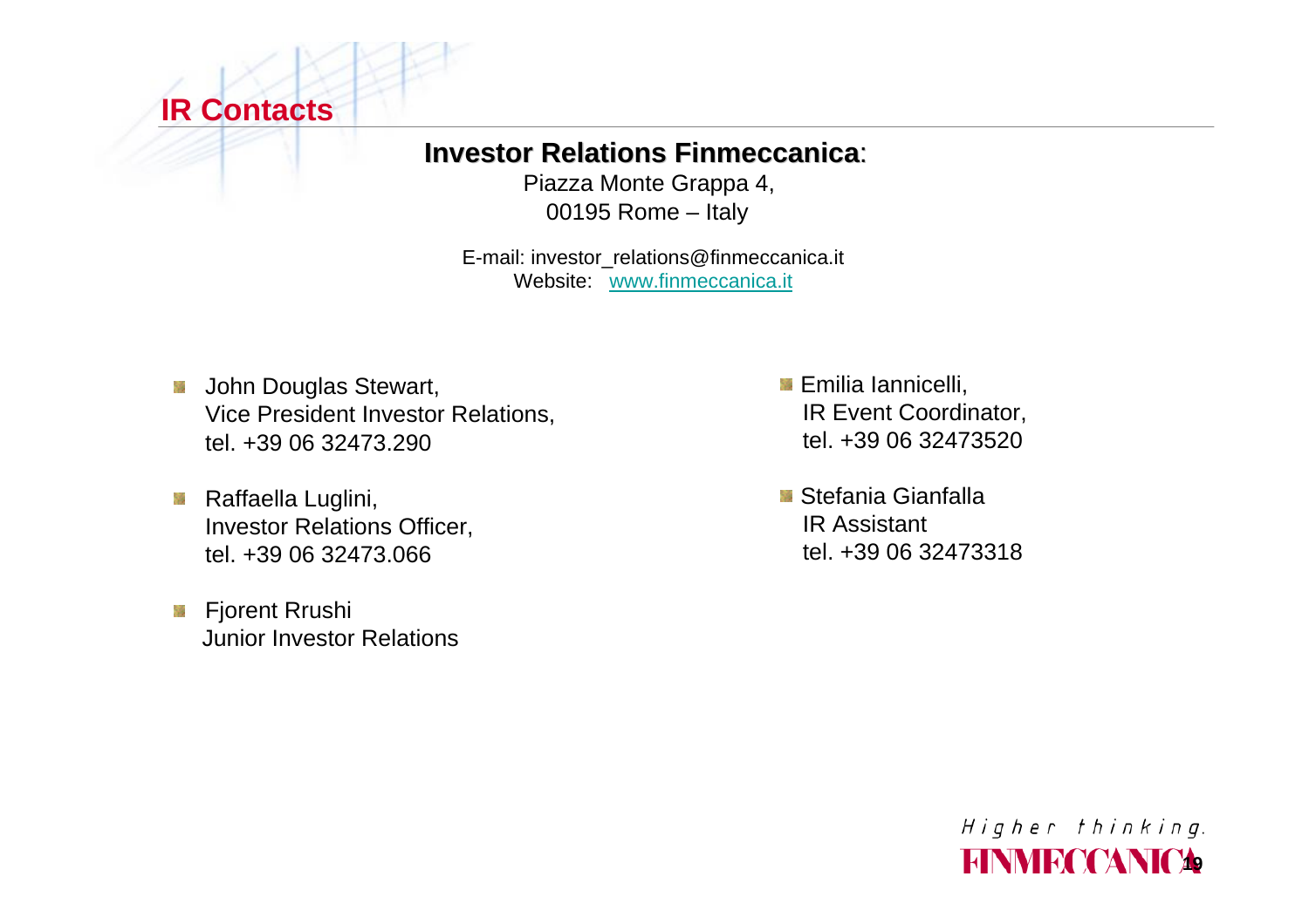# IR Contacts

**Investor Relations Finmeccanica**:

Piazza Monte Grappa 4,
00195 Rome – Italy

E-mail: investor_relations@finmeccanica.it
Website: www.finmeccanica.it

- John Douglas Stewart,
  Vice President Investor Relations,
  tel. +39 06 32473.290
- Raffaella Luglini,
  Investor Relations Officer,
  tel. +39 06 32473.066
- Fjorent Rrushi
  Junior Investor Relations
- Emilia Iannicelli,
  IR Event Coordinator,
  tel. +39 06 32473520
- Stefania Gianfalla
  IR Assistant
  tel. +39 06 32473318

*Higher thinking.*
FINMECCANICA